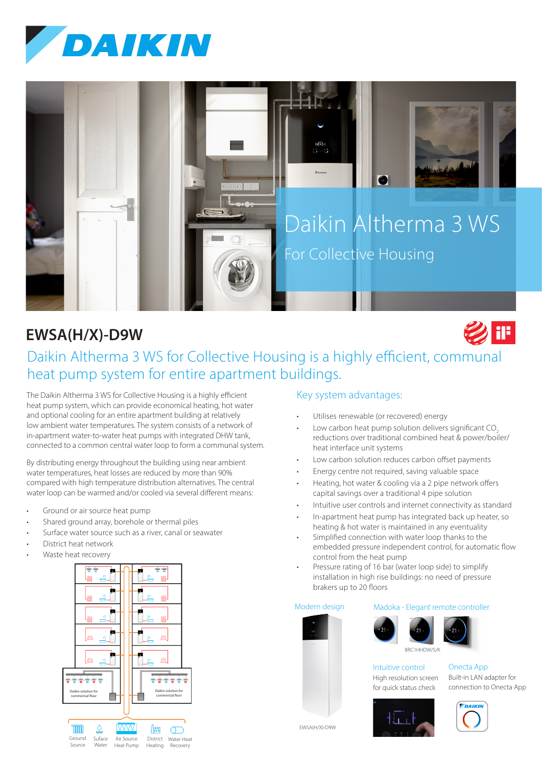# Daikin Altherma 3 WS

For Collective Housing

## EWSA(H/X)-D9W

## Daikin Altherma 3 WS for Collective Housing is a highly efficient, communal heat pump system for entire apartment buildings.

The Daikin Altherma 3 WS for Collective Housing is a highly efficient heat pump system, which can provide economical heating, hot water and optional cooling for an entire apartment building at relatively low ambient water temperatures. The system consists of a network of in-apartment water-to-water heat pumps with integrated DHW tank, connected to a common central water loop to form a communal system.

By distributing energy throughout the building using near ambient water temperatures, heat losses are reduced by more than 90% compared with high temperature distribution alternatives. The central water loop can be warmed and/or cooled via several different means:

- Ground or air source heat pump
- Shared ground array, borehole or thermal piles
- Surface water source such as a river, canal or seawater
- District heat network
- Waste heat recovery

Daikin solution for commercial floor

Daikin solution for commercial floor

Ground Source · Suface Water · Air Source Heat Pump · District Heating · Water Heat Recovery

### Key system advantages:

- Utilises renewable (or recovered) energy
- Low carbon heat pump solution delivers significant $CO_2$ reductions over traditional combined heat & power/boiler/heat interface unit systems
- Low carbon solution reduces carbon offset payments
- Energy centre not required, saving valuable space
- Heating, hot water & cooling via a 2 pipe network offers capital savings over a traditional 4 pipe solution
- Intuitive user controls and internet connectivity as standard
- In-apartment heat pump has integrated back up heater, so heating & hot water is maintained in any eventuality
- Simplified connection with water loop thanks to the embedded pressure independent control, for automatic flow control from the heat pump
- Pressure rating of 16 bar (water loop side) to simplify installation in high rise buildings: no need of pressure brakers up to 20 floors

**Modern design**

EWSA(H/X)-D9W

**Madoka - Elegant remote controller**

BRC1HHDW/S/K

**Intuitive control**

High resolution screen for quick status check

**Onecta App**

Built-in LAN adapter for connection to Onecta App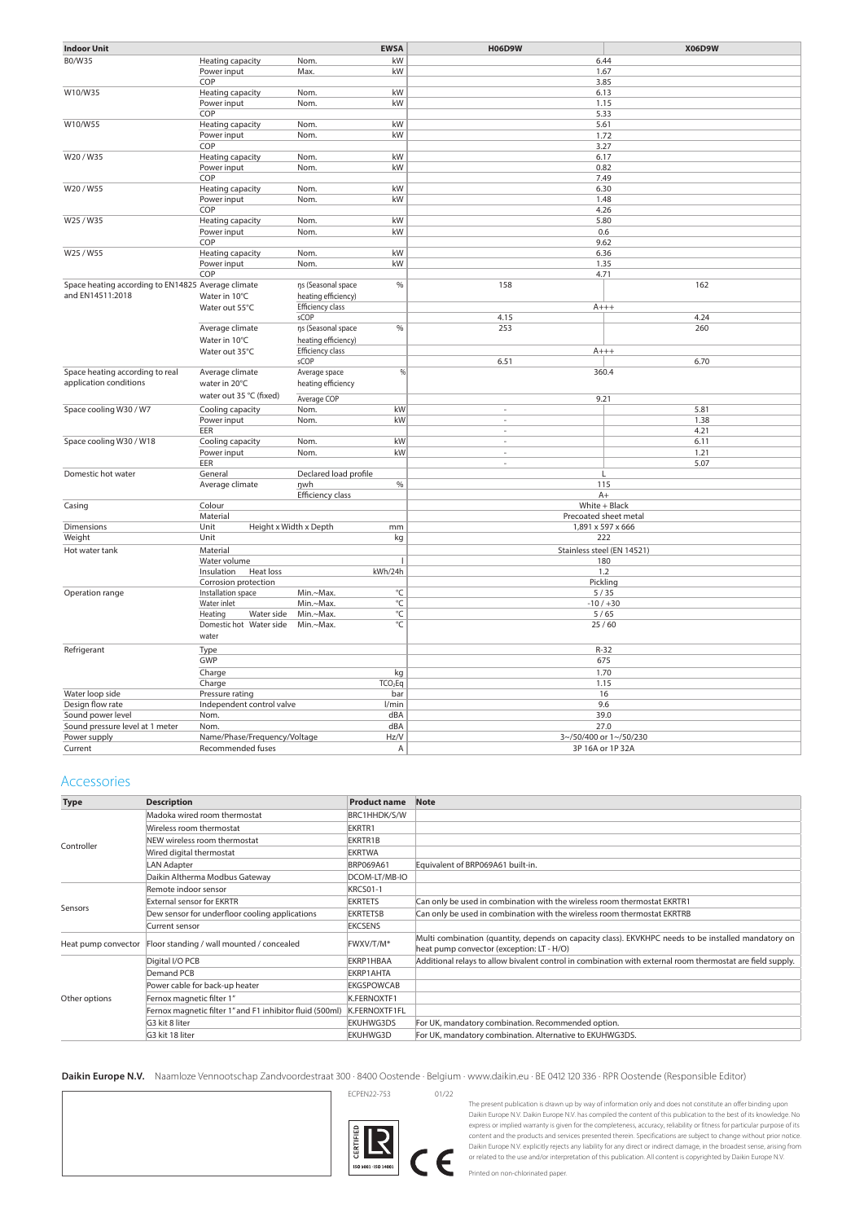| Indoor Unit | | | EWSA | H06D9W | X06D9W |
|---|---|---|---|---|---|
| B0/W35 | Heating capacity | Nom. | kW | 6.44 | |
| | Power input | Max. | kW | 1.67 | |
| | COP | | | 3.85 | |
| W10/W35 | Heating capacity | Nom. | kW | 6.13 | |
| | Power input | Nom. | kW | 1.15 | |
| | COP | | | 5.33 | |
| W10/W55 | Heating capacity | Nom. | kW | 5.61 | |
| | Power input | Nom. | kW | 1.72 | |
| | COP | | | 3.27 | |
| W20 / W35 | Heating capacity | Nom. | kW | 6.17 | |
| | Power input | Nom. | kW | 0.82 | |
| | COP | | | 7.49 | |
| W20 / W55 | Heating capacity | Nom. | kW | 6.30 | |
| | Power input | Nom. | kW | 1.48 | |
| | COP | | | 4.26 | |
| W25 / W35 | Heating capacity | Nom. | kW | 5.80 | |
| | Power input | Nom. | kW | 0.6 | |
| | COP | | | 9.62 | |
| W25 / W55 | Heating capacity | Nom. | kW | 6.36 | |
| | Power input | Nom. | kW | 1.35 | |
| | COP | | | 4.71 | |
| Space heating according to EN14825 and EN14511:2018 | Average climate Water in 10°C Water out 55°C | ηs (Seasonal space heating efficiency) | % | 158 | 162 |
| | | Efficiency class | | A+++ | |
| | | sCOP | | 4.15 | 4.24 |
| | Average climate Water in 10°C Water out 35°C | ηs (Seasonal space heating efficiency) | % | 253 | 260 |
| | | Efficiency class | | A+++ | |
| | | sCOP | | 6.51 | 6.70 |
| Space heating according to real application conditions | Average climate water in 20°C water out 35 °C (fixed) | Average space heating efficiency | % | 360.4 | |
| | | Average COP | | 9.21 | |
| Space cooling W30 / W7 | Cooling capacity | Nom. | kW | - | 5.81 |
| | Power input | Nom. | kW | - | 1.38 |
| | EER | | | - | 4.21 |
| Space cooling W30 / W18 | Cooling capacity | Nom. | kW | - | 6.11 |
| | Power input | Nom. | kW | - | 1.21 |
| | EER | | | - | 5.07 |
| Domestic hot water | General | Declared load profile | | L | |
| | Average climate | ηwh | % | 115 | |
| | | Efficiency class | | A+ | |
| Casing | Colour | | | White + Black | |
| | Material | | | Precoated sheet metal | |
| Dimensions | Unit | Height x Width x Depth | mm | 1,891 x 597 x 666 | |
| Weight | Unit | | kg | 222 | |
| Hot water tank | Material | | | Stainless steel (EN 14521) | |
| | Water volume | | l | 180 | |
| | Insulation | Heat loss | kWh/24h | 1.2 | |
| | Corrosion protection | | | Pickling | |
| Operation range | Installation space | Min.~Max. | °C | 5 / 35 | |
| | Water inlet | Min.~Max. | °C | -10 / +30 | |
| | Heating Water side | Min.~Max. | °C | 5 / 65 | |
| | Domestic hot water Water side | Min.~Max. | °C | 25 / 60 | |
| Refrigerant | Type | | | R-32 | |
| | GWP | | | 675 | |
| | Charge | | kg | 1.70 | |
| | Charge | | $TCO_2Eq$ | 1.15 | |
| Water loop side | Pressure rating | | bar | 16 | |
| Design flow rate | Independent control valve | | l/min | 9.6 | |
| Sound power level | Nom. | | dBA | 39.0 | |
| Sound pressure level at 1 meter | Nom. | | dBA | 27.0 | |
| Power supply | Name/Phase/Frequency/Voltage | | Hz/V | 3~/50/400 or 1~/50/230 | |
| Current | Recommended fuses | | A | 3P 16A or 1P 32A | |

## Accessories

| Type | Description | Product name | Note |
|---|---|---|---|
| Controller | Madoka wired room thermostat | BRC1HHDK/S/W | |
| | Wireless room thermostat | EKRTR1 | |
| | NEW wireless room thermostat | EKRTR1B | |
| | Wired digital thermostat | EKRTWA | |
| | LAN Adapter | BRP069A61 | Equivalent of BRP069A61 built-in. |
| | Daikin Altherma Modbus Gateway | DCOM-LT/MB-IO | |
| Sensors | Remote indoor sensor | KRCS01-1 | |
| | External sensor for EKRTR | EKRTETS | Can only be used in combination with the wireless room thermostat EKRTR1 |
| | Dew sensor for underfloor cooling applications | EKRTETSB | Can only be used in combination with the wireless room thermostat EKRTRB |
| | Current sensor | EKCSENS | |
| Heat pump convector | Floor standing / wall mounted / concealed | FWXV/T/M* | Multi combination (quantity, depends on capacity class). EKVKHPC needs to be installed mandatory on heat pump convector (exception: LT - H/O) |
| Other options | Digital I/O PCB | EKRP1HBAA | Additional relays to allow bivalent control in combination with external room thermostat are field supply. |
| | Demand PCB | EKRP1AHTA | |
| | Power cable for back-up heater | EKGSPOWCAB | |
| | Fernox magnetic filter 1" | K.FERNOXTF1 | |
| | Fernox magnetic filter 1" and F1 inhibitor fluid (500ml) | K.FERNOXTF1FL | |
| | G3 kit 8 liter | EKUHWG3DS | For UK, mandatory combination. Recommended option. |
| | G3 kit 18 liter | EKUHWG3D | For UK, mandatory combination. Alternative to EKUHWG3DS. |

**Daikin Europe N.V.** Naamloze Vennootschap Zandvoordestraat 300 · 8400 Oostende · Belgium · www.daikin.eu · BE 0412 120 336 · RPR Oostende (Responsible Editor)

ECPEN22-753 01/22

The present publication is drawn up by way of information only and does not constitute an offer binding upon Daikin Europe N.V. Daikin Europe N.V. has compiled the content of this publication to the best of its knowledge. No express or implied warranty is given for the completeness, accuracy, reliability or fitness for particular purpose of its content and the products and services presented therein. Specifications are subject to change without prior notice. Daikin Europe N.V. explicitly rejects any liability for any direct or indirect damage, in the broadest sense, arising from or related to the use and/or interpretation of this publication. All content is copyrighted by Daikin Europe N.V.

Printed on non-chlorinated paper.